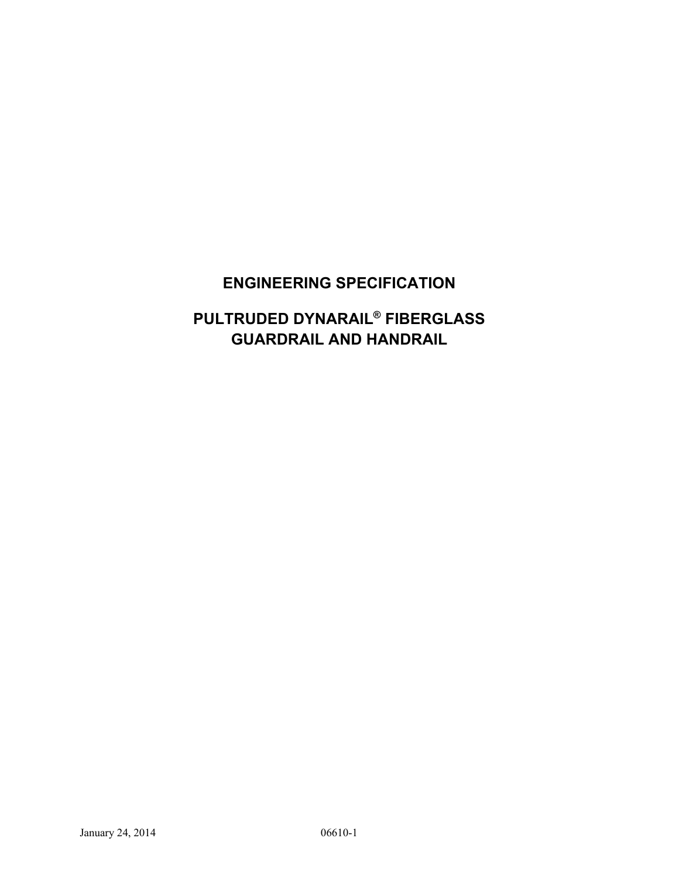# ENGINEERING SPECIFICATION

# PULTRUDED DYNARAIL® FIBERGLASS GUARDRAIL AND HANDRAIL

January 24, 2014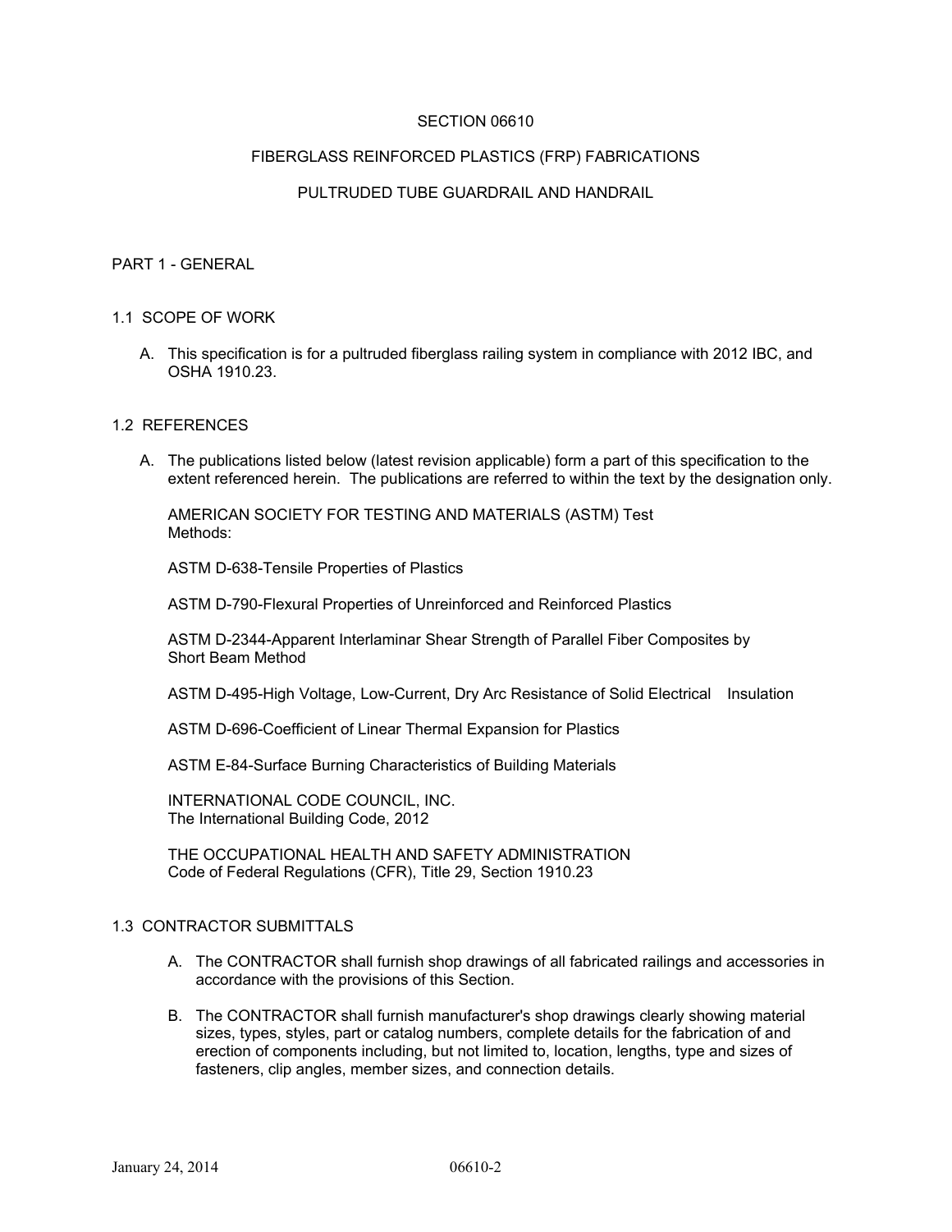# SECTION 06610

# FIBERGLASS REINFORCED PLASTICS (FRP) FABRICATIONS

# PULTRUDED TUBE GUARDRAIL AND HANDRAIL

## PART 1 - GENERAL

### 1.1 SCOPE OF WORK

A. This specification is for a pultruded fiberglass railing system in compliance with 2012 IBC, and OSHA 1910.23.

### 1.2 REFERENCES

A. The publications listed below (latest revision applicable) form a part of this specification to the extent referenced herein. The publications are referred to within the text by the designation only.

AMERICAN SOCIETY FOR TESTING AND MATERIALS (ASTM) Test Methods:

ASTM D-638-Tensile Properties of Plastics

ASTM D-790-Flexural Properties of Unreinforced and Reinforced Plastics

ASTM D-2344-Apparent Interlaminar Shear Strength of Parallel Fiber Composites by Short Beam Method

ASTM D-495-High Voltage, Low-Current, Dry Arc Resistance of Solid Electrical Insulation

ASTM D-696-Coefficient of Linear Thermal Expansion for Plastics

ASTM E-84-Surface Burning Characteristics of Building Materials

INTERNATIONAL CODE COUNCIL, INC.
The International Building Code, 2012

THE OCCUPATIONAL HEALTH AND SAFETY ADMINISTRATION
Code of Federal Regulations (CFR), Title 29, Section 1910.23

### 1.3 CONTRACTOR SUBMITTALS

A. The CONTRACTOR shall furnish shop drawings of all fabricated railings and accessories in accordance with the provisions of this Section.

B. The CONTRACTOR shall furnish manufacturer's shop drawings clearly showing material sizes, types, styles, part or catalog numbers, complete details for the fabrication of and erection of components including, but not limited to, location, lengths, type and sizes of fasteners, clip angles, member sizes, and connection details.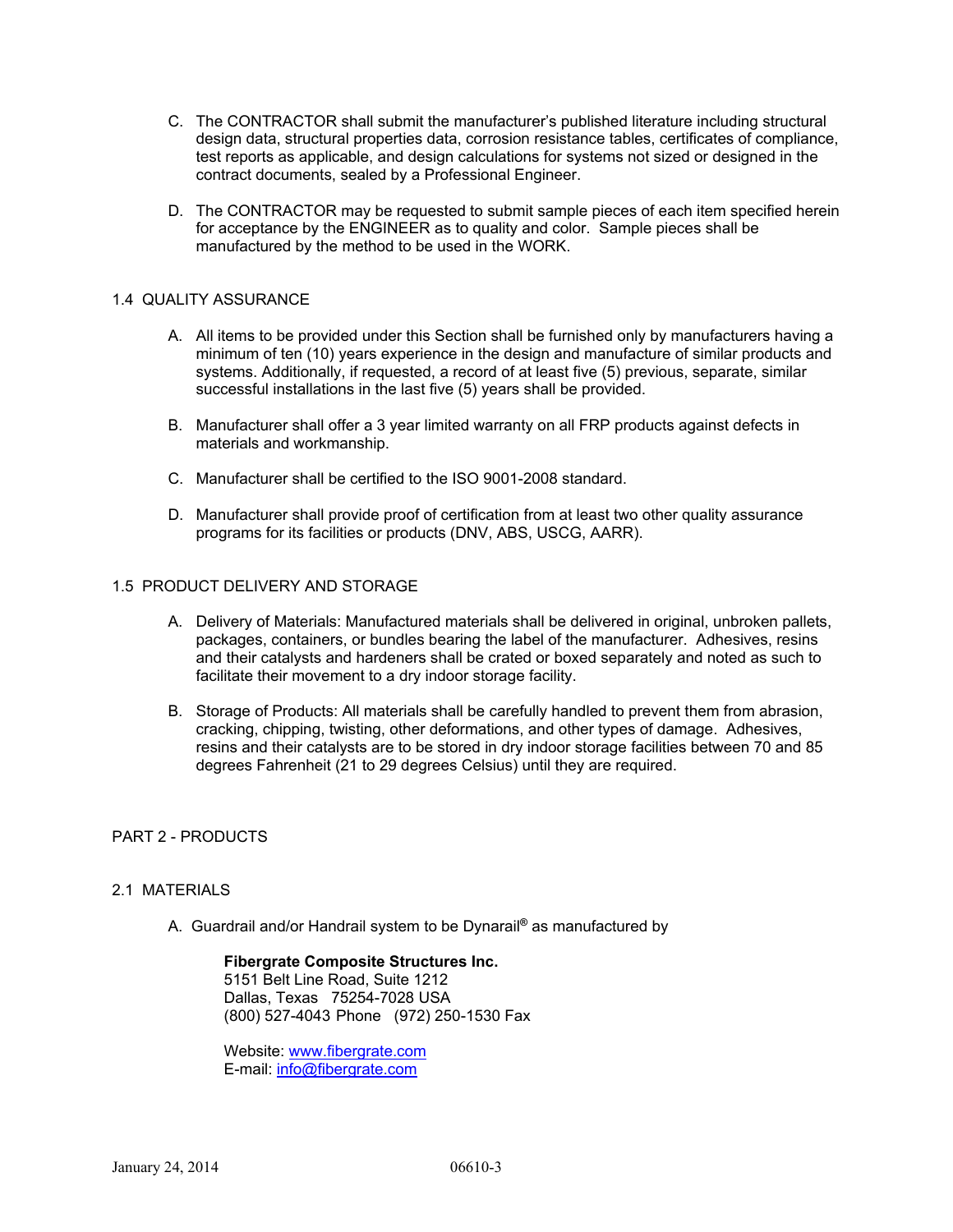C. The CONTRACTOR shall submit the manufacturer's published literature including structural design data, structural properties data, corrosion resistance tables, certificates of compliance, test reports as applicable, and design calculations for systems not sized or designed in the contract documents, sealed by a Professional Engineer.

D. The CONTRACTOR may be requested to submit sample pieces of each item specified herein for acceptance by the ENGINEER as to quality and color. Sample pieces shall be manufactured by the method to be used in the WORK.

## 1.4 QUALITY ASSURANCE

A. All items to be provided under this Section shall be furnished only by manufacturers having a minimum of ten (10) years experience in the design and manufacture of similar products and systems. Additionally, if requested, a record of at least five (5) previous, separate, similar successful installations in the last five (5) years shall be provided.

B. Manufacturer shall offer a 3 year limited warranty on all FRP products against defects in materials and workmanship.

C. Manufacturer shall be certified to the ISO 9001-2008 standard.

D. Manufacturer shall provide proof of certification from at least two other quality assurance programs for its facilities or products (DNV, ABS, USCG, AARR).

## 1.5 PRODUCT DELIVERY AND STORAGE

A. Delivery of Materials: Manufactured materials shall be delivered in original, unbroken pallets, packages, containers, or bundles bearing the label of the manufacturer. Adhesives, resins and their catalysts and hardeners shall be crated or boxed separately and noted as such to facilitate their movement to a dry indoor storage facility.

B. Storage of Products: All materials shall be carefully handled to prevent them from abrasion, cracking, chipping, twisting, other deformations, and other types of damage. Adhesives, resins and their catalysts are to be stored in dry indoor storage facilities between 70 and 85 degrees Fahrenheit (21 to 29 degrees Celsius) until they are required.

# PART 2 - PRODUCTS

## 2.1 MATERIALS

A. Guardrail and/or Handrail system to be Dynarail® as manufactured by

> **Fibergrate Composite Structures Inc.**
> 5151 Belt Line Road, Suite 1212
> Dallas, Texas 75254-7028 USA
> (800) 527-4043 Phone (972) 250-1530 Fax
>
> Website: www.fibergrate.com
> E-mail: info@fibergrate.com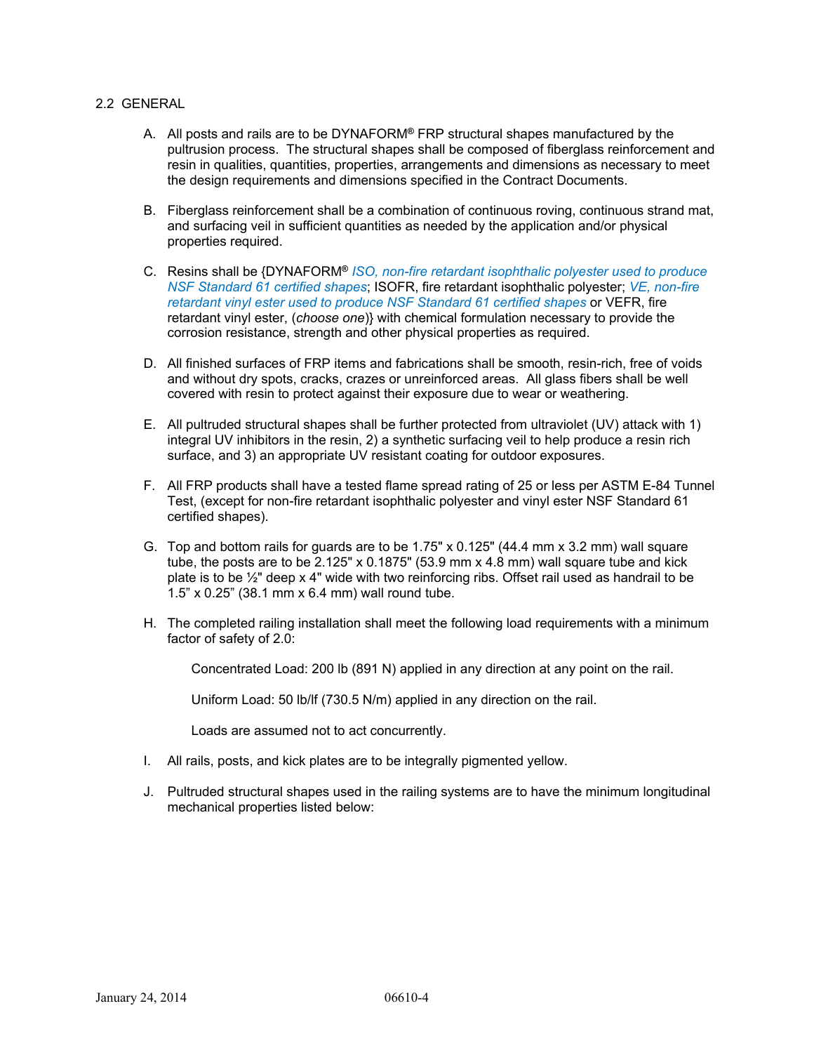## 2.2 GENERAL

A. All posts and rails are to be DYNAFORM® FRP structural shapes manufactured by the pultrusion process. The structural shapes shall be composed of fiberglass reinforcement and resin in qualities, quantities, properties, arrangements and dimensions as necessary to meet the design requirements and dimensions specified in the Contract Documents.

B. Fiberglass reinforcement shall be a combination of continuous roving, continuous strand mat, and surfacing veil in sufficient quantities as needed by the application and/or physical properties required.

C. Resins shall be {DYNAFORM® *ISO, non-fire retardant isophthalic polyester used to produce NSF Standard 61 certified shapes*; ISOFR, fire retardant isophthalic polyester; *VE, non-fire retardant vinyl ester used to produce NSF Standard 61 certified shapes* or VEFR, fire retardant vinyl ester, (*choose one*)} with chemical formulation necessary to provide the corrosion resistance, strength and other physical properties as required.

D. All finished surfaces of FRP items and fabrications shall be smooth, resin-rich, free of voids and without dry spots, cracks, crazes or unreinforced areas. All glass fibers shall be well covered with resin to protect against their exposure due to wear or weathering.

E. All pultruded structural shapes shall be further protected from ultraviolet (UV) attack with 1) integral UV inhibitors in the resin, 2) a synthetic surfacing veil to help produce a resin rich surface, and 3) an appropriate UV resistant coating for outdoor exposures.

F. All FRP products shall have a tested flame spread rating of 25 or less per ASTM E-84 Tunnel Test, (except for non-fire retardant isophthalic polyester and vinyl ester NSF Standard 61 certified shapes).

G. Top and bottom rails for guards are to be 1.75" x 0.125" (44.4 mm x 3.2 mm) wall square tube, the posts are to be 2.125" x 0.1875" (53.9 mm x 4.8 mm) wall square tube and kick plate is to be ½" deep x 4" wide with two reinforcing ribs. Offset rail used as handrail to be 1.5" x 0.25" (38.1 mm x 6.4 mm) wall round tube.

H. The completed railing installation shall meet the following load requirements with a minimum factor of safety of 2.0:

   Concentrated Load: 200 lb (891 N) applied in any direction at any point on the rail.

   Uniform Load: 50 lb/lf (730.5 N/m) applied in any direction on the rail.

   Loads are assumed not to act concurrently.

I. All rails, posts, and kick plates are to be integrally pigmented yellow.

J. Pultruded structural shapes used in the railing systems are to have the minimum longitudinal mechanical properties listed below: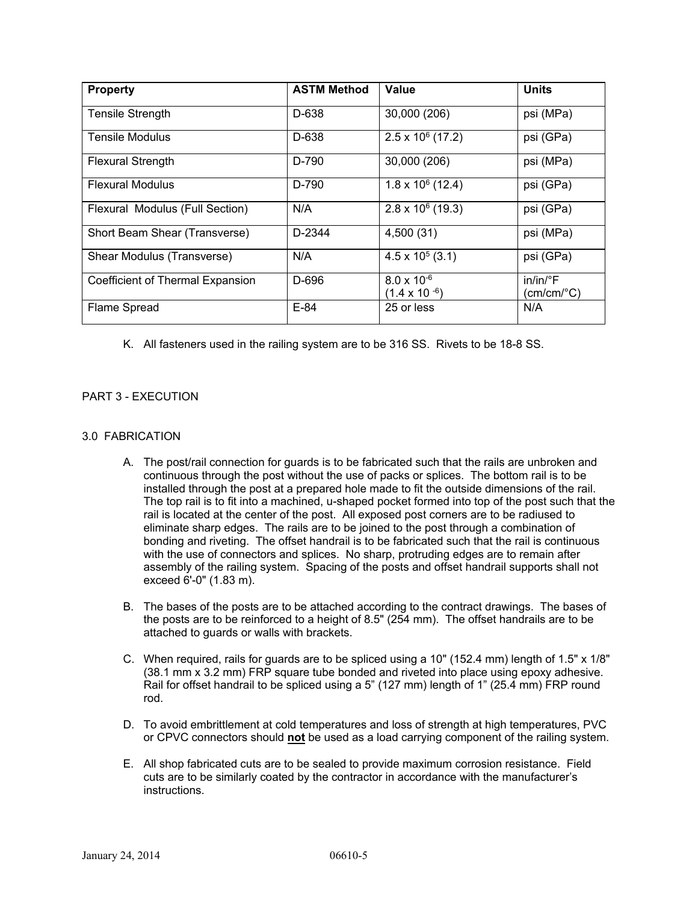| Property | ASTM Method | Value | Units |
| --- | --- | --- | --- |
| Tensile Strength | D-638 | 30,000 (206) | psi (MPa) |
| Tensile Modulus | D-638 | $2.5 \times 10^6$ (17.2) | psi (GPa) |
| Flexural Strength | D-790 | 30,000 (206) | psi (MPa) |
| Flexural Modulus | D-790 | $1.8 \times 10^6$ (12.4) | psi (GPa) |
| Flexural Modulus (Full Section) | N/A | $2.8 \times 10^6$ (19.3) | psi (GPa) |
| Short Beam Shear (Transverse) | D-2344 | 4,500 (31) | psi (MPa) |
| Shear Modulus (Transverse) | N/A | $4.5 \times 10^5$ (3.1) | psi (GPa) |
| Coefficient of Thermal Expansion | D-696 | $8.0 \times 10^{-6}$ ($1.4 \times 10^{-6}$) | in/in/°F (cm/cm/°C) |
| Flame Spread | E-84 | 25 or less | N/A |

K. All fasteners used in the railing system are to be 316 SS. Rivets to be 18-8 SS.

## PART 3 - EXECUTION

### 3.0 FABRICATION

A. The post/rail connection for guards is to be fabricated such that the rails are unbroken and continuous through the post without the use of packs or splices. The bottom rail is to be installed through the post at a prepared hole made to fit the outside dimensions of the rail. The top rail is to fit into a machined, u-shaped pocket formed into top of the post such that the rail is located at the center of the post. All exposed post corners are to be radiused to eliminate sharp edges. The rails are to be joined to the post through a combination of bonding and riveting. The offset handrail is to be fabricated such that the rail is continuous with the use of connectors and splices. No sharp, protruding edges are to remain after assembly of the railing system. Spacing of the posts and offset handrail supports shall not exceed 6'-0" (1.83 m).

B. The bases of the posts are to be attached according to the contract drawings. The bases of the posts are to be reinforced to a height of 8.5" (254 mm). The offset handrails are to be attached to guards or walls with brackets.

C. When required, rails for guards are to be spliced using a 10" (152.4 mm) length of 1.5" x 1/8" (38.1 mm x 3.2 mm) FRP square tube bonded and riveted into place using epoxy adhesive. Rail for offset handrail to be spliced using a 5" (127 mm) length of 1" (25.4 mm) FRP round rod.

D. To avoid embrittlement at cold temperatures and loss of strength at high temperatures, PVC or CPVC connectors should **not** be used as a load carrying component of the railing system.

E. All shop fabricated cuts are to be sealed to provide maximum corrosion resistance. Field cuts are to be similarly coated by the contractor in accordance with the manufacturer's instructions.